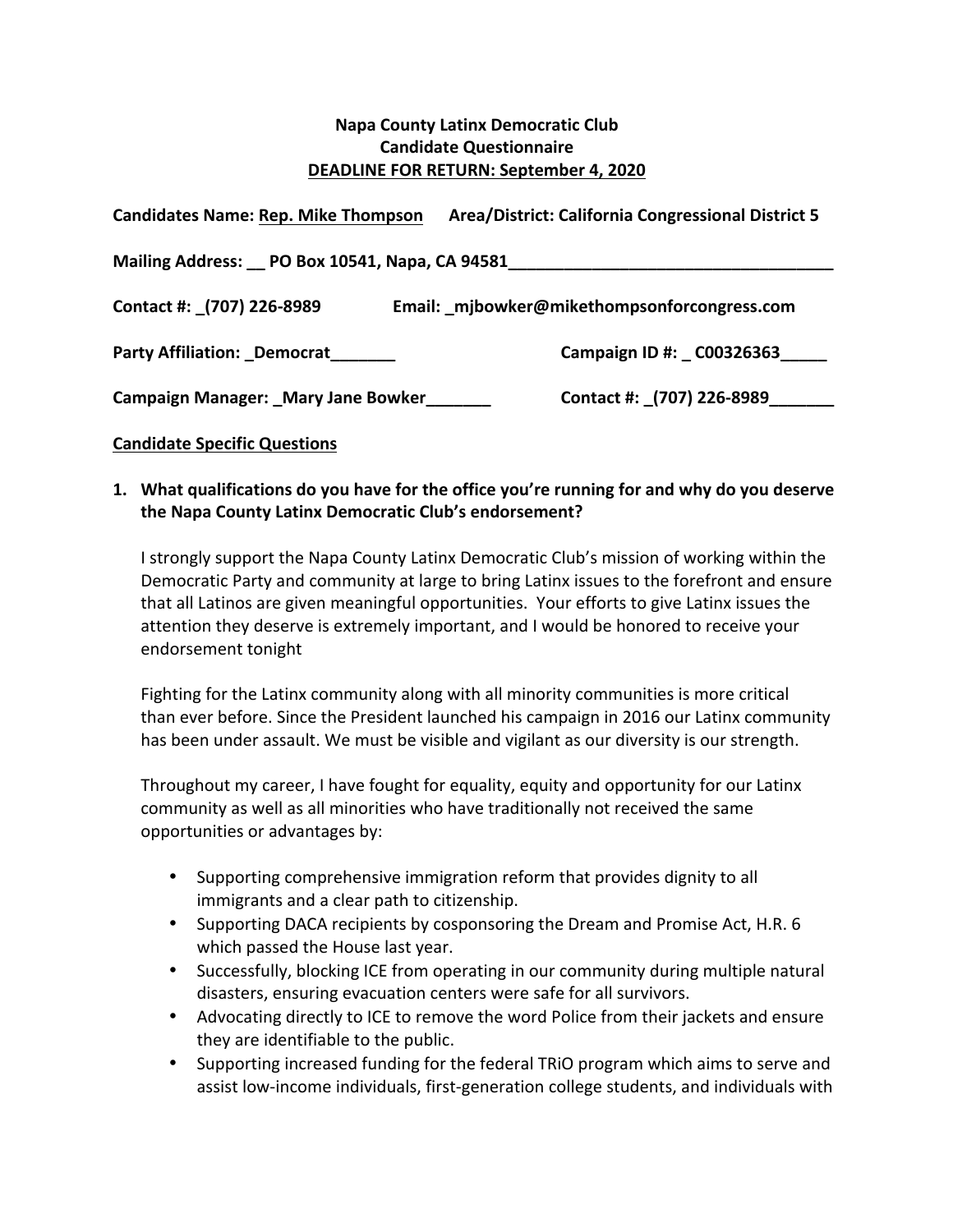**Napa County Latinx Democratic Club**
**Candidate Questionnaire**
**DEADLINE FOR RETURN: September 4, 2020**

**Candidates Name: Rep. Mike Thompson** **Area/District: California Congressional District 5**

**Mailing Address: __ PO Box 10541, Napa, CA 94581___________________________________**

**Contact #: _(707) 226-8989** **Email: _mjbowker@mikethompsonforcongress.com**

**Party Affiliation: _Democrat_______** **Campaign ID #: _ C00326363_____**

**Campaign Manager: _Mary Jane Bowker_______** **Contact #: _(707) 226-8989_______**

**Candidate Specific Questions**

**1. What qualifications do you have for the office you're running for and why do you deserve the Napa County Latinx Democratic Club's endorsement?**

I strongly support the Napa County Latinx Democratic Club's mission of working within the Democratic Party and community at large to bring Latinx issues to the forefront and ensure that all Latinos are given meaningful opportunities. Your efforts to give Latinx issues the attention they deserve is extremely important, and I would be honored to receive your endorsement tonight

Fighting for the Latinx community along with all minority communities is more critical than ever before. Since the President launched his campaign in 2016 our Latinx community has been under assault. We must be visible and vigilant as our diversity is our strength.

Throughout my career, I have fought for equality, equity and opportunity for our Latinx community as well as all minorities who have traditionally not received the same opportunities or advantages by:

- Supporting comprehensive immigration reform that provides dignity to all immigrants and a clear path to citizenship.
- Supporting DACA recipients by cosponsoring the Dream and Promise Act, H.R. 6 which passed the House last year.
- Successfully, blocking ICE from operating in our community during multiple natural disasters, ensuring evacuation centers were safe for all survivors.
- Advocating directly to ICE to remove the word Police from their jackets and ensure they are identifiable to the public.
- Supporting increased funding for the federal TRiO program which aims to serve and assist low-income individuals, first-generation college students, and individuals with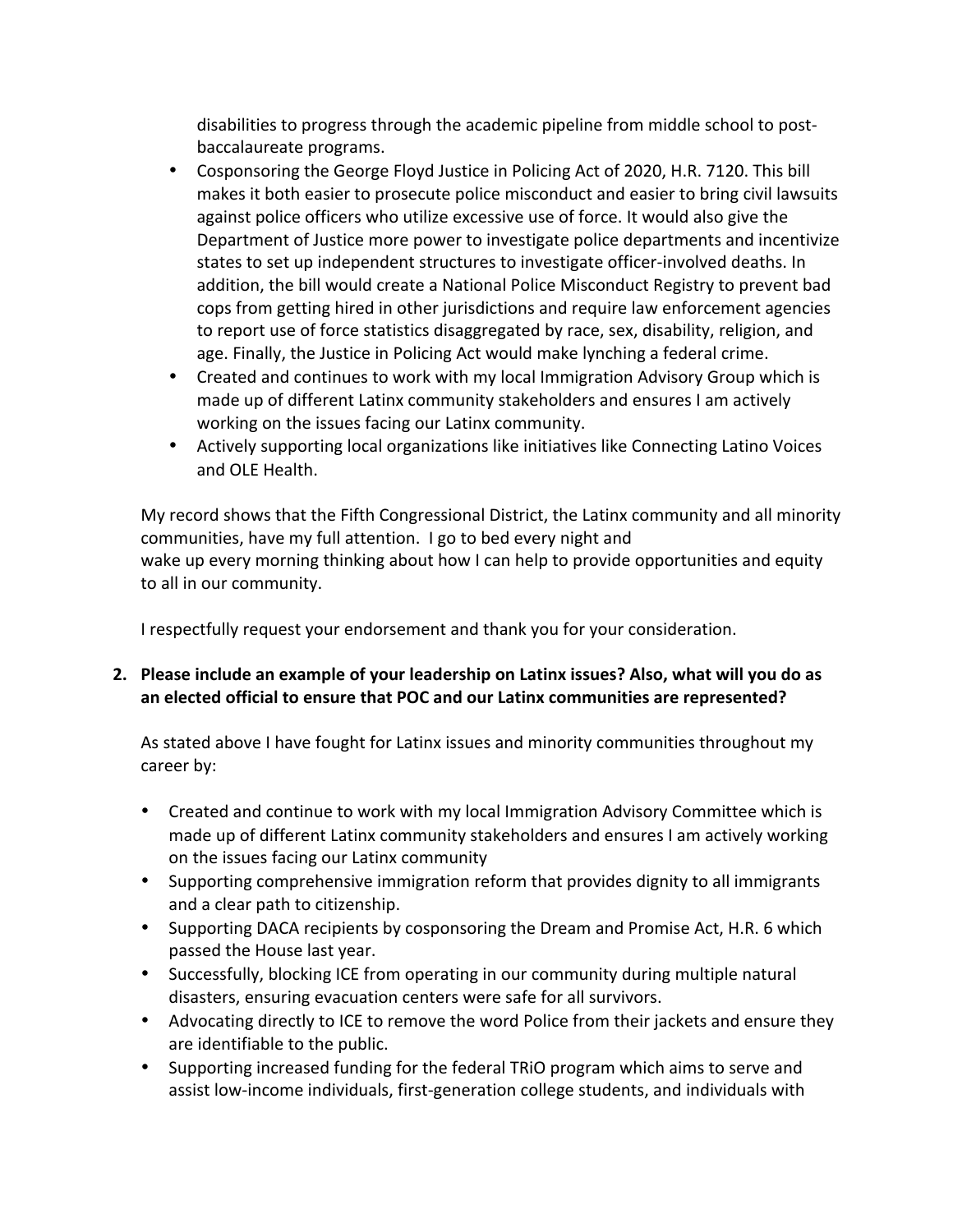disabilities to progress through the academic pipeline from middle school to post-baccalaureate programs.

- Cosponsoring the George Floyd Justice in Policing Act of 2020, H.R. 7120. This bill makes it both easier to prosecute police misconduct and easier to bring civil lawsuits against police officers who utilize excessive use of force. It would also give the Department of Justice more power to investigate police departments and incentivize states to set up independent structures to investigate officer-involved deaths. In addition, the bill would create a National Police Misconduct Registry to prevent bad cops from getting hired in other jurisdictions and require law enforcement agencies to report use of force statistics disaggregated by race, sex, disability, religion, and age. Finally, the Justice in Policing Act would make lynching a federal crime.
- Created and continues to work with my local Immigration Advisory Group which is made up of different Latinx community stakeholders and ensures I am actively working on the issues facing our Latinx community.
- Actively supporting local organizations like initiatives like Connecting Latino Voices and OLE Health.

My record shows that the Fifth Congressional District, the Latinx community and all minority communities, have my full attention. I go to bed every night and wake up every morning thinking about how I can help to provide opportunities and equity to all in our community.

I respectfully request your endorsement and thank you for your consideration.

**2. Please include an example of your leadership on Latinx issues? Also, what will you do as an elected official to ensure that POC and our Latinx communities are represented?**

As stated above I have fought for Latinx issues and minority communities throughout my career by:

- Created and continue to work with my local Immigration Advisory Committee which is made up of different Latinx community stakeholders and ensures I am actively working on the issues facing our Latinx community
- Supporting comprehensive immigration reform that provides dignity to all immigrants and a clear path to citizenship.
- Supporting DACA recipients by cosponsoring the Dream and Promise Act, H.R. 6 which passed the House last year.
- Successfully, blocking ICE from operating in our community during multiple natural disasters, ensuring evacuation centers were safe for all survivors.
- Advocating directly to ICE to remove the word Police from their jackets and ensure they are identifiable to the public.
- Supporting increased funding for the federal TRiO program which aims to serve and assist low-income individuals, first-generation college students, and individuals with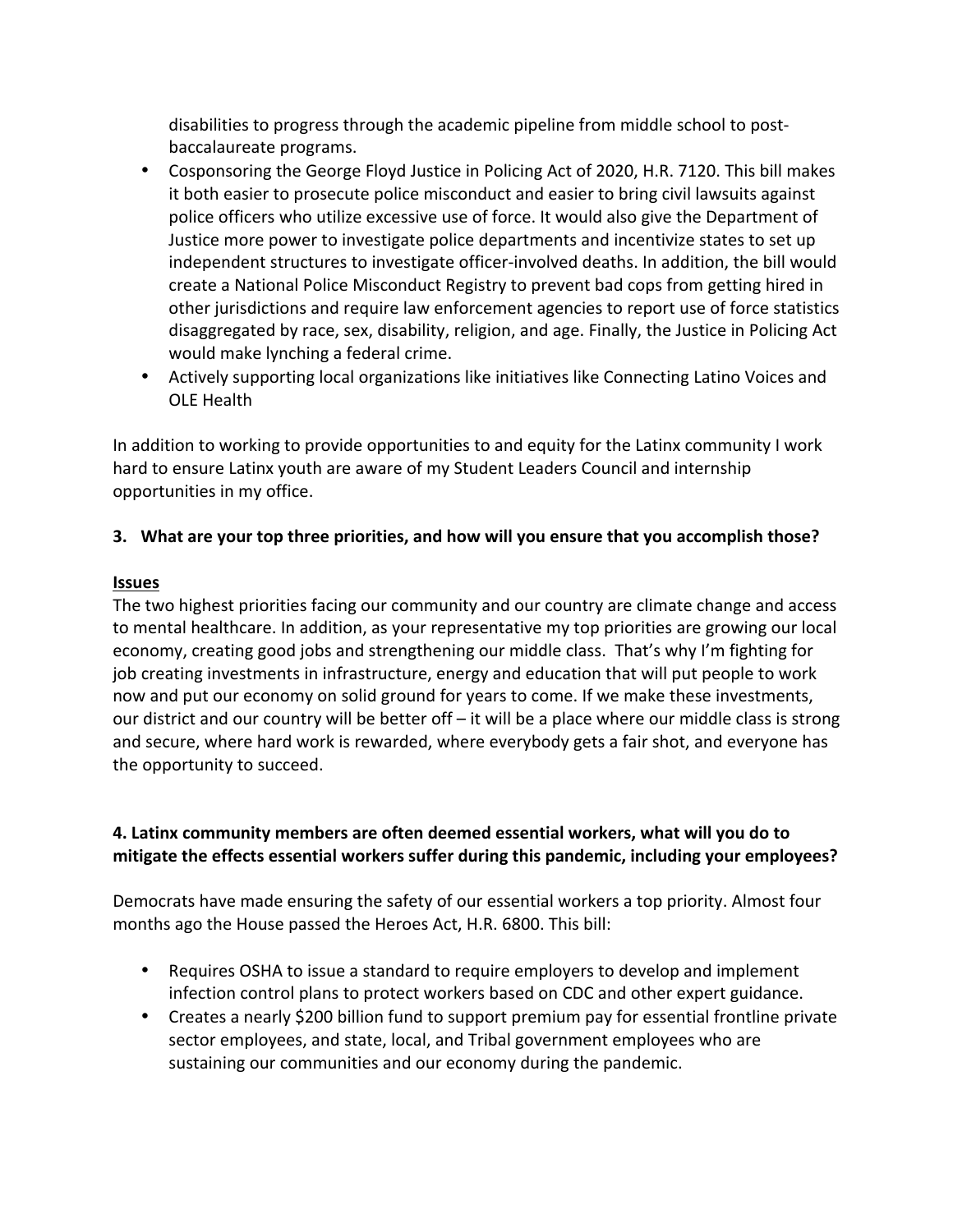disabilities to progress through the academic pipeline from middle school to post-baccalaureate programs.

- Cosponsoring the George Floyd Justice in Policing Act of 2020, H.R. 7120. This bill makes it both easier to prosecute police misconduct and easier to bring civil lawsuits against police officers who utilize excessive use of force. It would also give the Department of Justice more power to investigate police departments and incentivize states to set up independent structures to investigate officer-involved deaths. In addition, the bill would create a National Police Misconduct Registry to prevent bad cops from getting hired in other jurisdictions and require law enforcement agencies to report use of force statistics disaggregated by race, sex, disability, religion, and age. Finally, the Justice in Policing Act would make lynching a federal crime.
- Actively supporting local organizations like initiatives like Connecting Latino Voices and OLE Health

In addition to working to provide opportunities to and equity for the Latinx community I work hard to ensure Latinx youth are aware of my Student Leaders Council and internship opportunities in my office.

**3. What are your top three priorities, and how will you ensure that you accomplish those?**

**Issues**

The two highest priorities facing our community and our country are climate change and access to mental healthcare. In addition, as your representative my top priorities are growing our local economy, creating good jobs and strengthening our middle class. That's why I'm fighting for job creating investments in infrastructure, energy and education that will put people to work now and put our economy on solid ground for years to come. If we make these investments, our district and our country will be better off – it will be a place where our middle class is strong and secure, where hard work is rewarded, where everybody gets a fair shot, and everyone has the opportunity to succeed.

**4. Latinx community members are often deemed essential workers, what will you do to mitigate the effects essential workers suffer during this pandemic, including your employees?**

Democrats have made ensuring the safety of our essential workers a top priority. Almost four months ago the House passed the Heroes Act, H.R. 6800. This bill:

- Requires OSHA to issue a standard to require employers to develop and implement infection control plans to protect workers based on CDC and other expert guidance.
- Creates a nearly $200 billion fund to support premium pay for essential frontline private sector employees, and state, local, and Tribal government employees who are sustaining our communities and our economy during the pandemic.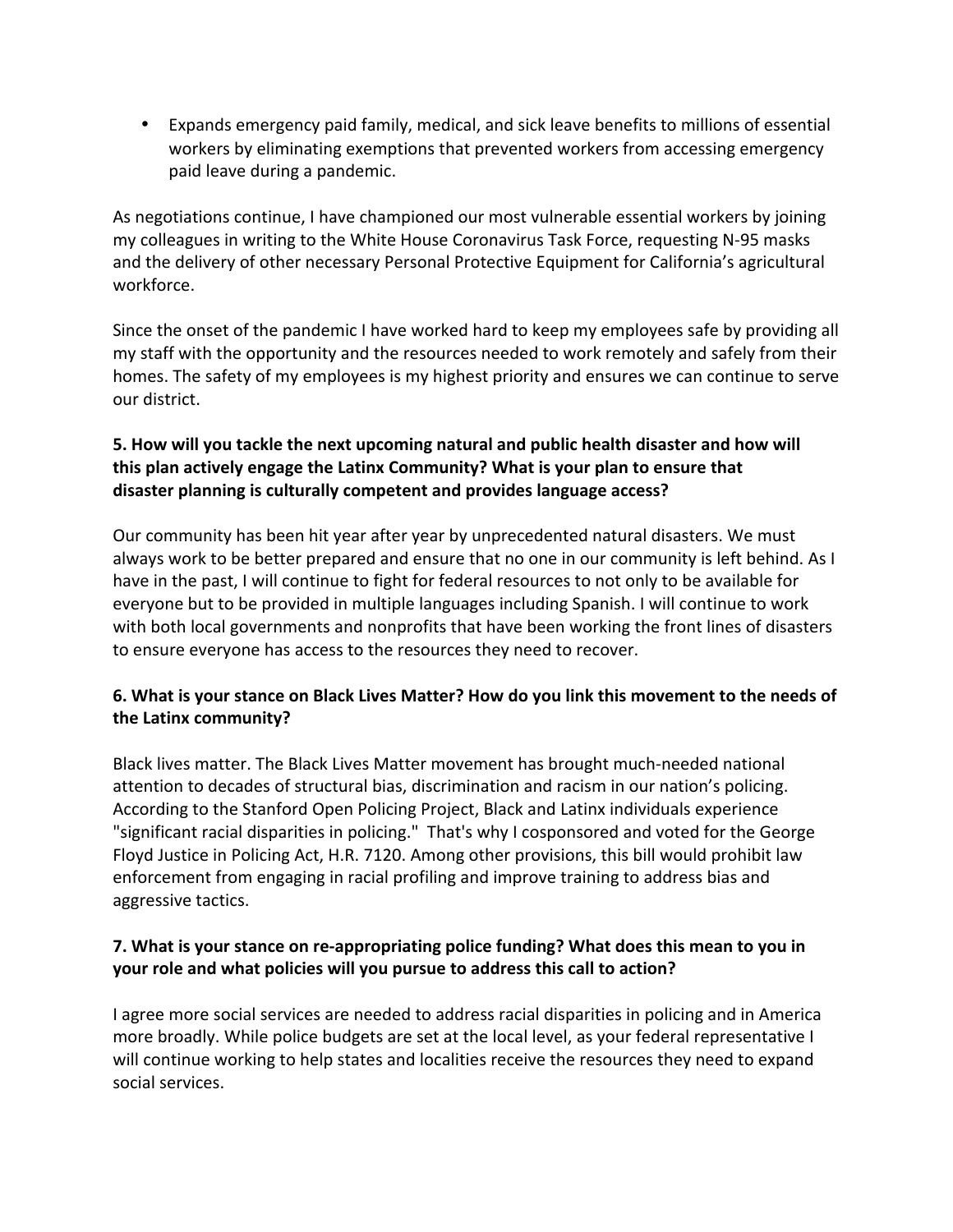- Expands emergency paid family, medical, and sick leave benefits to millions of essential workers by eliminating exemptions that prevented workers from accessing emergency paid leave during a pandemic.

As negotiations continue, I have championed our most vulnerable essential workers by joining my colleagues in writing to the White House Coronavirus Task Force, requesting N-95 masks and the delivery of other necessary Personal Protective Equipment for California's agricultural workforce.

Since the onset of the pandemic I have worked hard to keep my employees safe by providing all my staff with the opportunity and the resources needed to work remotely and safely from their homes. The safety of my employees is my highest priority and ensures we can continue to serve our district.

**5. How will you tackle the next upcoming natural and public health disaster and how will this plan actively engage the Latinx Community? What is your plan to ensure that disaster planning is culturally competent and provides language access?**

Our community has been hit year after year by unprecedented natural disasters. We must always work to be better prepared and ensure that no one in our community is left behind. As I have in the past, I will continue to fight for federal resources to not only to be available for everyone but to be provided in multiple languages including Spanish. I will continue to work with both local governments and nonprofits that have been working the front lines of disasters to ensure everyone has access to the resources they need to recover.

**6. What is your stance on Black Lives Matter? How do you link this movement to the needs of the Latinx community?**

Black lives matter. The Black Lives Matter movement has brought much-needed national attention to decades of structural bias, discrimination and racism in our nation's policing. According to the Stanford Open Policing Project, Black and Latinx individuals experience "significant racial disparities in policing." That's why I cosponsored and voted for the George Floyd Justice in Policing Act, H.R. 7120. Among other provisions, this bill would prohibit law enforcement from engaging in racial profiling and improve training to address bias and aggressive tactics.

**7. What is your stance on re-appropriating police funding? What does this mean to you in your role and what policies will you pursue to address this call to action?**

I agree more social services are needed to address racial disparities in policing and in America more broadly. While police budgets are set at the local level, as your federal representative I will continue working to help states and localities receive the resources they need to expand social services.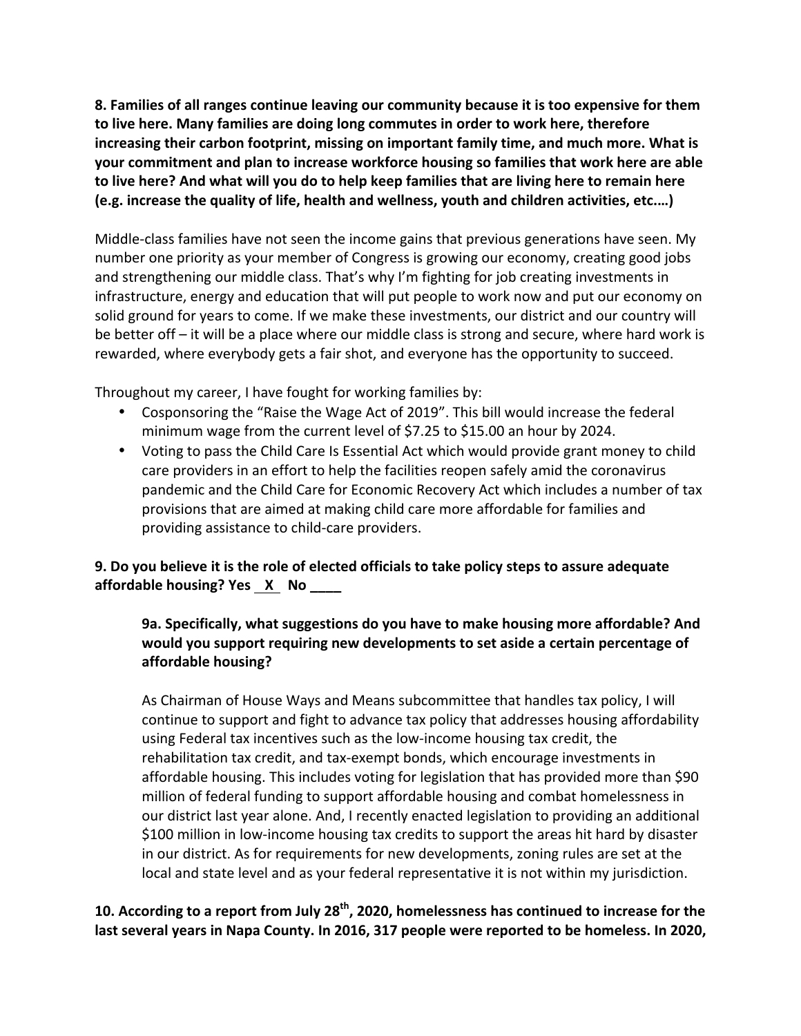**8. Families of all ranges continue leaving our community because it is too expensive for them to live here. Many families are doing long commutes in order to work here, therefore increasing their carbon footprint, missing on important family time, and much more. What is your commitment and plan to increase workforce housing so families that work here are able to live here? And what will you do to help keep families that are living here to remain here (e.g. increase the quality of life, health and wellness, youth and children activities, etc.…)**

Middle-class families have not seen the income gains that previous generations have seen. My number one priority as your member of Congress is growing our economy, creating good jobs and strengthening our middle class. That's why I'm fighting for job creating investments in infrastructure, energy and education that will put people to work now and put our economy on solid ground for years to come. If we make these investments, our district and our country will be better off – it will be a place where our middle class is strong and secure, where hard work is rewarded, where everybody gets a fair shot, and everyone has the opportunity to succeed.

Throughout my career, I have fought for working families by:

- Cosponsoring the "Raise the Wage Act of 2019". This bill would increase the federal minimum wage from the current level of $7.25 to $15.00 an hour by 2024.
- Voting to pass the Child Care Is Essential Act which would provide grant money to child care providers in an effort to help the facilities reopen safely amid the coronavirus pandemic and the Child Care for Economic Recovery Act which includes a number of tax provisions that are aimed at making child care more affordable for families and providing assistance to child-care providers.

**9. Do you believe it is the role of elected officials to take policy steps to assure adequate affordable housing? Yes \_X\_ No \_\_\_\_**

**9a. Specifically, what suggestions do you have to make housing more affordable? And would you support requiring new developments to set aside a certain percentage of affordable housing?**

As Chairman of House Ways and Means subcommittee that handles tax policy, I will continue to support and fight to advance tax policy that addresses housing affordability using Federal tax incentives such as the low-income housing tax credit, the rehabilitation tax credit, and tax-exempt bonds, which encourage investments in affordable housing. This includes voting for legislation that has provided more than $90 million of federal funding to support affordable housing and combat homelessness in our district last year alone. And, I recently enacted legislation to providing an additional $100 million in low-income housing tax credits to support the areas hit hard by disaster in our district. As for requirements for new developments, zoning rules are set at the local and state level and as your federal representative it is not within my jurisdiction.

**10. According to a report from July 28th, 2020, homelessness has continued to increase for the last several years in Napa County. In 2016, 317 people were reported to be homeless. In 2020,**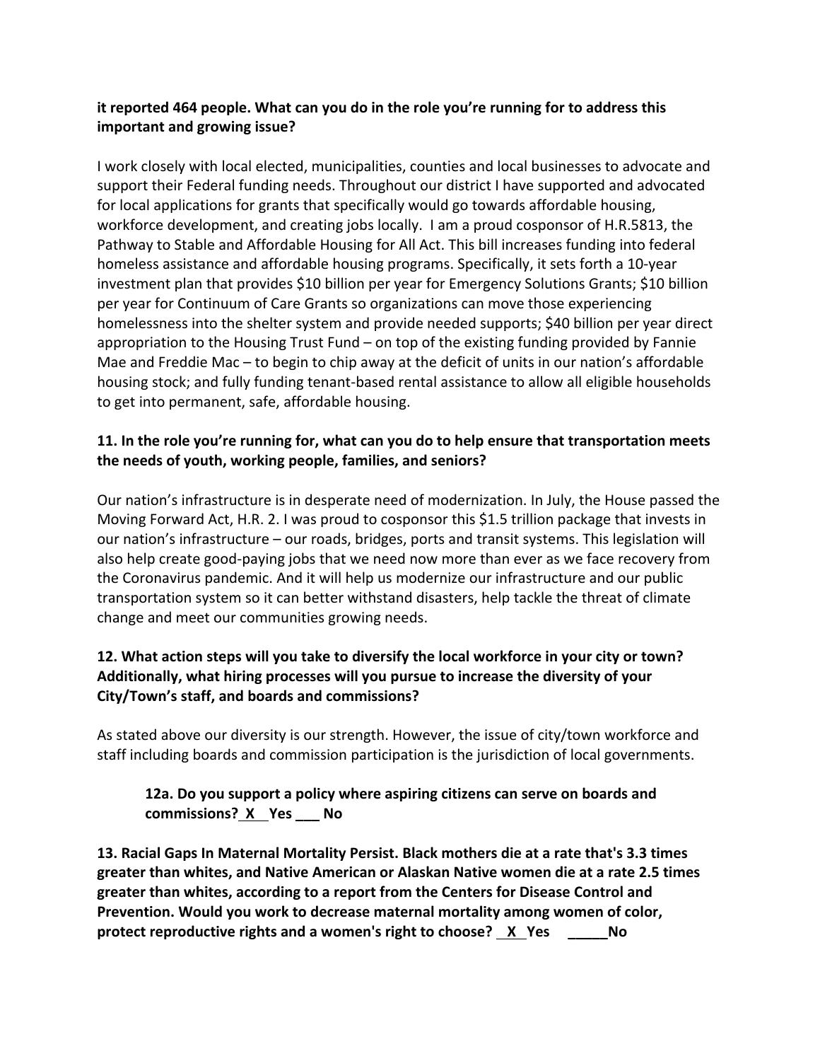**it reported 464 people. What can you do in the role you're running for to address this important and growing issue?**

I work closely with local elected, municipalities, counties and local businesses to advocate and support their Federal funding needs. Throughout our district I have supported and advocated for local applications for grants that specifically would go towards affordable housing, workforce development, and creating jobs locally. I am a proud cosponsor of H.R.5813, the Pathway to Stable and Affordable Housing for All Act. This bill increases funding into federal homeless assistance and affordable housing programs. Specifically, it sets forth a 10-year investment plan that provides $10 billion per year for Emergency Solutions Grants; $10 billion per year for Continuum of Care Grants so organizations can move those experiencing homelessness into the shelter system and provide needed supports; $40 billion per year direct appropriation to the Housing Trust Fund – on top of the existing funding provided by Fannie Mae and Freddie Mac – to begin to chip away at the deficit of units in our nation's affordable housing stock; and fully funding tenant-based rental assistance to allow all eligible households to get into permanent, safe, affordable housing.

**11. In the role you're running for, what can you do to help ensure that transportation meets the needs of youth, working people, families, and seniors?**

Our nation's infrastructure is in desperate need of modernization. In July, the House passed the Moving Forward Act, H.R. 2. I was proud to cosponsor this $1.5 trillion package that invests in our nation's infrastructure – our roads, bridges, ports and transit systems. This legislation will also help create good-paying jobs that we need now more than ever as we face recovery from the Coronavirus pandemic. And it will help us modernize our infrastructure and our public transportation system so it can better withstand disasters, help tackle the threat of climate change and meet our communities growing needs.

**12. What action steps will you take to diversify the local workforce in your city or town? Additionally, what hiring processes will you pursue to increase the diversity of your City/Town's staff, and boards and commissions?**

As stated above our diversity is our strength. However, the issue of city/town workforce and staff including boards and commission participation is the jurisdiction of local governments.

> **12a. Do you support a policy where aspiring citizens can serve on boards and commissions? _X_ Yes ___ No**

**13. Racial Gaps In Maternal Mortality Persist. Black mothers die at a rate that's 3.3 times greater than whites, and Native American or Alaskan Native women die at a rate 2.5 times greater than whites, according to a report from the Centers for Disease Control and Prevention. Would you work to decrease maternal mortality among women of color, protect reproductive rights and a women's right to choose? _X_ Yes _____No**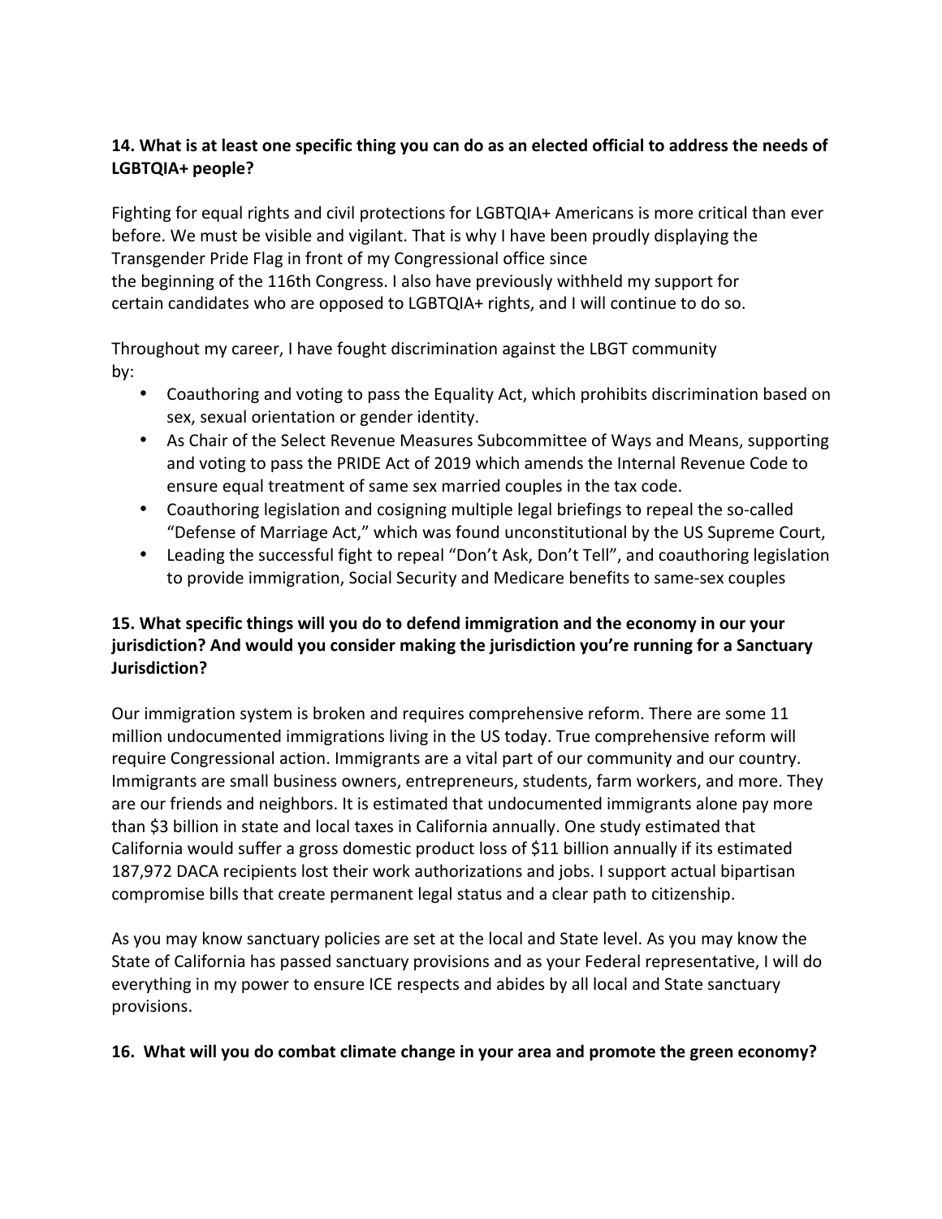**14. What is at least one specific thing you can do as an elected official to address the needs of LGBTQIA+ people?**

Fighting for equal rights and civil protections for LGBTQIA+ Americans is more critical than ever before. We must be visible and vigilant. That is why I have been proudly displaying the Transgender Pride Flag in front of my Congressional office since the beginning of the 116th Congress. I also have previously withheld my support for certain candidates who are opposed to LGBTQIA+ rights, and I will continue to do so.

Throughout my career, I have fought discrimination against the LBGT community by:

- Coauthoring and voting to pass the Equality Act, which prohibits discrimination based on sex, sexual orientation or gender identity.
- As Chair of the Select Revenue Measures Subcommittee of Ways and Means, supporting and voting to pass the PRIDE Act of 2019 which amends the Internal Revenue Code to ensure equal treatment of same sex married couples in the tax code.
- Coauthoring legislation and cosigning multiple legal briefings to repeal the so-called "Defense of Marriage Act," which was found unconstitutional by the US Supreme Court,
- Leading the successful fight to repeal "Don't Ask, Don't Tell", and coauthoring legislation to provide immigration, Social Security and Medicare benefits to same-sex couples

**15. What specific things will you do to defend immigration and the economy in our your jurisdiction? And would you consider making the jurisdiction you're running for a Sanctuary Jurisdiction?**

Our immigration system is broken and requires comprehensive reform. There are some 11 million undocumented immigrations living in the US today. True comprehensive reform will require Congressional action. Immigrants are a vital part of our community and our country. Immigrants are small business owners, entrepreneurs, students, farm workers, and more. They are our friends and neighbors. It is estimated that undocumented immigrants alone pay more than $3 billion in state and local taxes in California annually. One study estimated that California would suffer a gross domestic product loss of $11 billion annually if its estimated 187,972 DACA recipients lost their work authorizations and jobs. I support actual bipartisan compromise bills that create permanent legal status and a clear path to citizenship.

As you may know sanctuary policies are set at the local and State level. As you may know the State of California has passed sanctuary provisions and as your Federal representative, I will do everything in my power to ensure ICE respects and abides by all local and State sanctuary provisions.

**16. What will you do combat climate change in your area and promote the green economy?**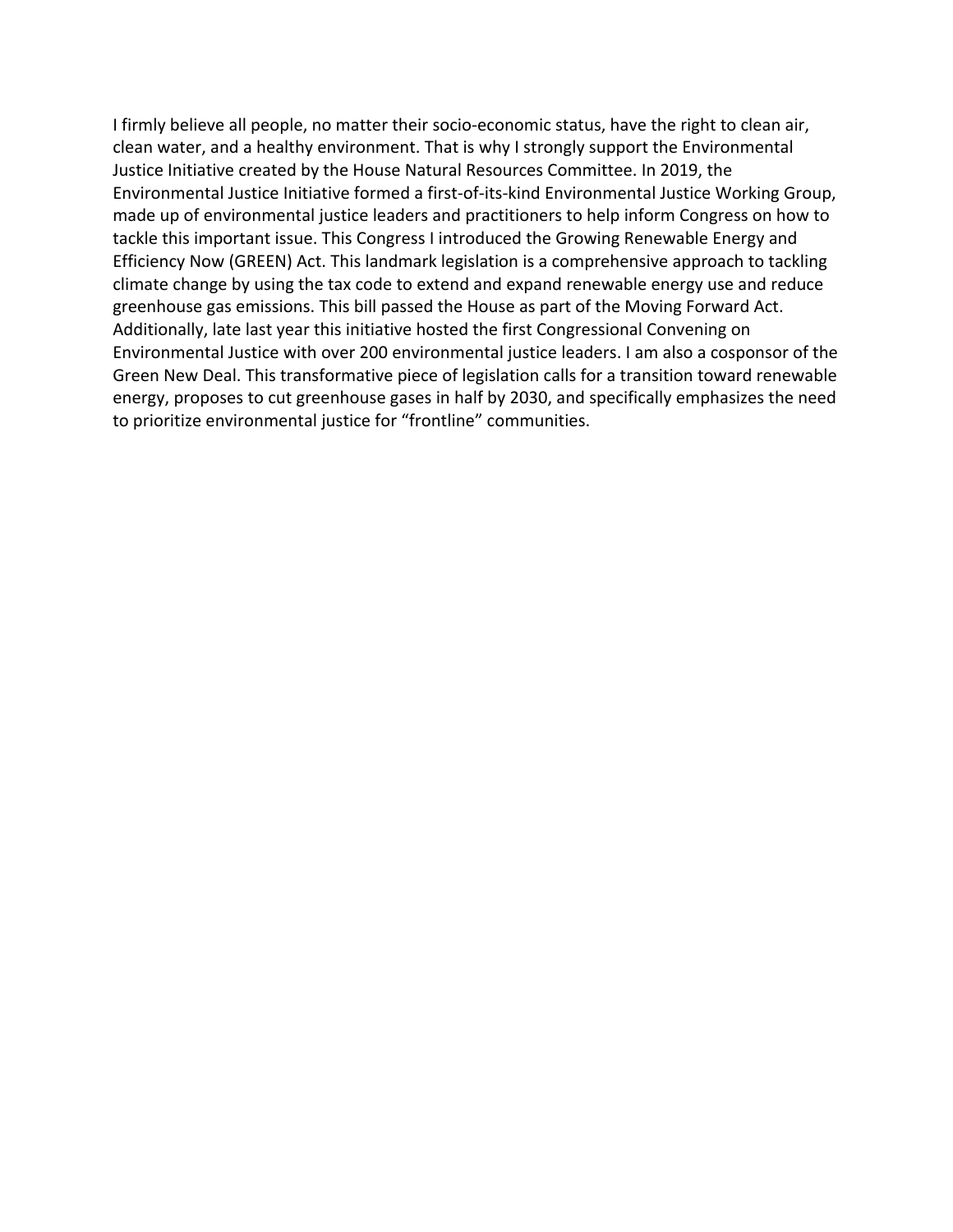I firmly believe all people, no matter their socio-economic status, have the right to clean air, clean water, and a healthy environment. That is why I strongly support the Environmental Justice Initiative created by the House Natural Resources Committee. In 2019, the Environmental Justice Initiative formed a first-of-its-kind Environmental Justice Working Group, made up of environmental justice leaders and practitioners to help inform Congress on how to tackle this important issue. This Congress I introduced the Growing Renewable Energy and Efficiency Now (GREEN) Act. This landmark legislation is a comprehensive approach to tackling climate change by using the tax code to extend and expand renewable energy use and reduce greenhouse gas emissions. This bill passed the House as part of the Moving Forward Act. Additionally, late last year this initiative hosted the first Congressional Convening on Environmental Justice with over 200 environmental justice leaders. I am also a cosponsor of the Green New Deal. This transformative piece of legislation calls for a transition toward renewable energy, proposes to cut greenhouse gases in half by 2030, and specifically emphasizes the need to prioritize environmental justice for "frontline" communities.